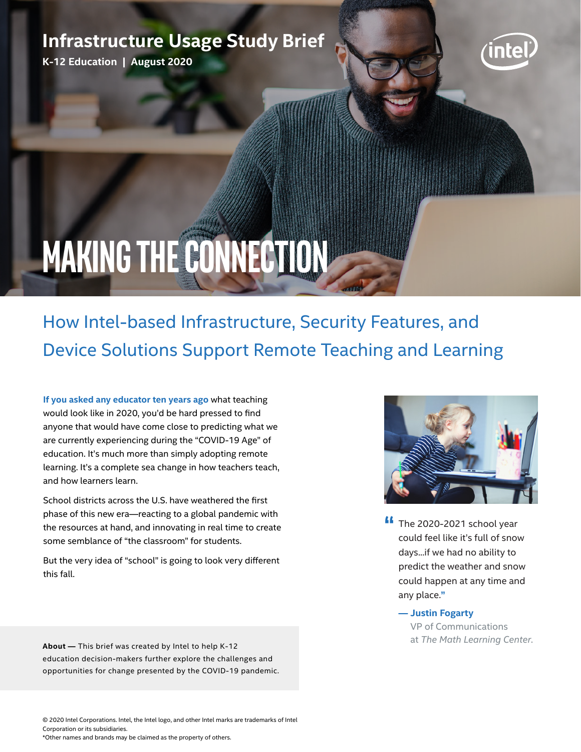# Infrastructure Usage Study Brief

**K-12 Education | August 2020**

# MAKING THE CONNECTION

## How Intel-based Infrastructure, Security Features, and Device Solutions Support Remote Teaching and Learning

**If you asked any educator ten years ago** what teaching would look like in 2020, you'd be hard pressed to find anyone that would have come close to predicting what we are currently experiencing during the "COVID-19 Age" of education. It's much more than simply adopting remote learning. It's a complete sea change in how teachers teach, and how learners learn.

School districts across the U.S. have weathered the first phase of this new era—reacting to a global pandemic with the resources at hand, and innovating in real time to create some semblance of "the classroom" for students.

But the very idea of "school" is going to look very different this fall.

> "The 2020-2021 school year could feel like it's full of snow days...if we had no ability to predict the weather and snow could happen at any time and any place."
>
> **— Justin Fogarty**
> VP of Communications at *The Math Learning Center*.

**About —** This brief was created by Intel to help K-12 education decision-makers further explore the challenges and opportunities for change presented by the COVID-19 pandemic.

© 2020 Intel Corporations. Intel, the Intel logo, and other Intel marks are trademarks of Intel Corporation or its subsidiaries.
*Other names and brands may be claimed as the property of others.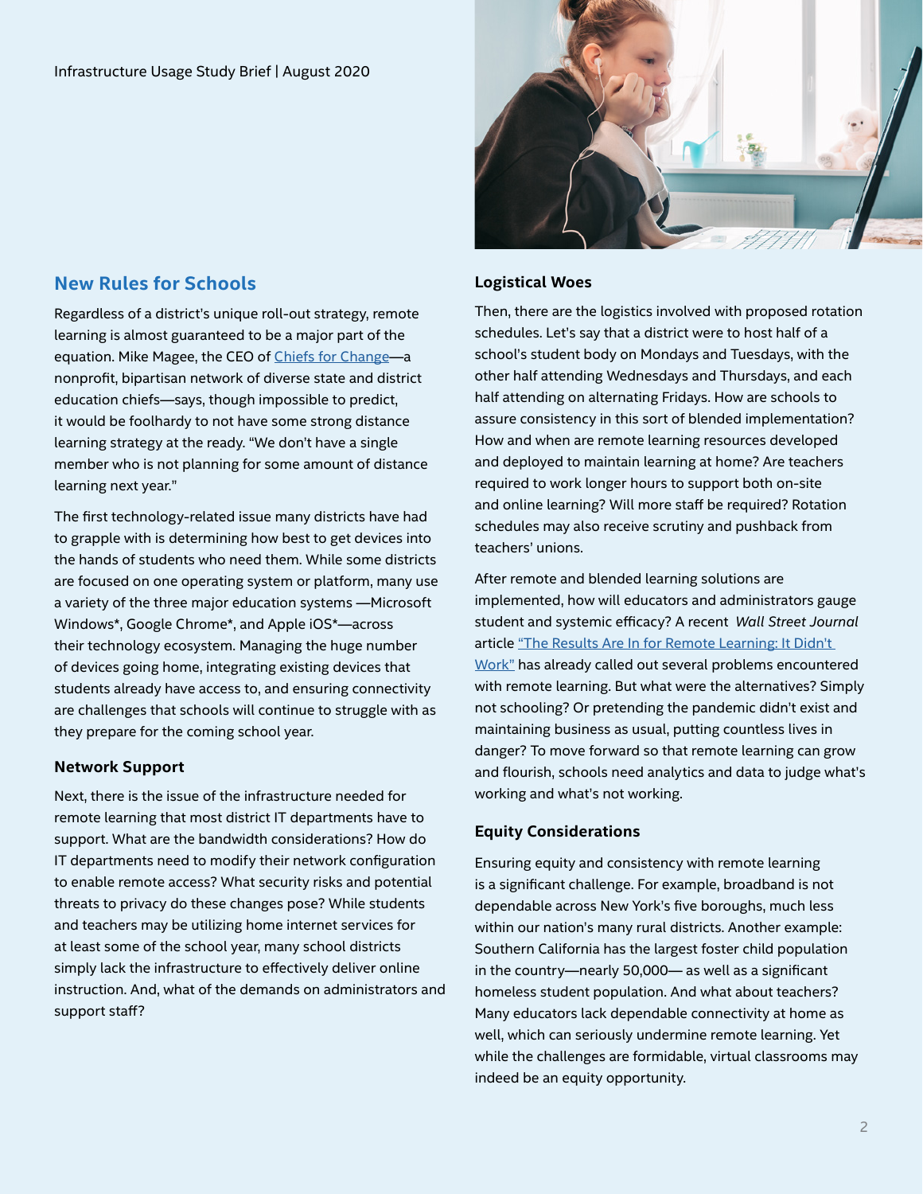## New Rules for Schools

Regardless of a district's unique roll-out strategy, remote learning is almost guaranteed to be a major part of the equation. Mike Magee, the CEO of [Chiefs for Change]—a nonprofit, bipartisan network of diverse state and district education chiefs—says, though impossible to predict, it would be foolhardy to not have some strong distance learning strategy at the ready. "We don't have a single member who is not planning for some amount of distance learning next year."

The first technology-related issue many districts have had to grapple with is determining how best to get devices into the hands of students who need them. While some districts are focused on one operating system or platform, many use a variety of the three major education systems —Microsoft Windows*, Google Chrome*, and Apple iOS*—across their technology ecosystem. Managing the huge number of devices going home, integrating existing devices that students already have access to, and ensuring connectivity are challenges that schools will continue to struggle with as they prepare for the coming school year.

### Network Support

Next, there is the issue of the infrastructure needed for remote learning that most district IT departments have to support. What are the bandwidth considerations? How do IT departments need to modify their network configuration to enable remote access? What security risks and potential threats to privacy do these changes pose? While students and teachers may be utilizing home internet services for at least some of the school year, many school districts simply lack the infrastructure to effectively deliver online instruction. And, what of the demands on administrators and support staff?

### Logistical Woes

Then, there are the logistics involved with proposed rotation schedules. Let's say that a district were to host half of a school's student body on Mondays and Tuesdays, with the other half attending Wednesdays and Thursdays, and each half attending on alternating Fridays. How are schools to assure consistency in this sort of blended implementation? How and when are remote learning resources developed and deployed to maintain learning at home? Are teachers required to work longer hours to support both on-site and online learning? Will more staff be required? Rotation schedules may also receive scrutiny and pushback from teachers' unions.

After remote and blended learning solutions are implemented, how will educators and administrators gauge student and systemic efficacy? A recent *Wall Street Journal* article "The Results Are In for Remote Learning: It Didn't Work" has already called out several problems encountered with remote learning. But what were the alternatives? Simply not schooling? Or pretending the pandemic didn't exist and maintaining business as usual, putting countless lives in danger? To move forward so that remote learning can grow and flourish, schools need analytics and data to judge what's working and what's not working.

### Equity Considerations

Ensuring equity and consistency with remote learning is a significant challenge. For example, broadband is not dependable across New York's five boroughs, much less within our nation's many rural districts. Another example: Southern California has the largest foster child population in the country—nearly 50,000— as well as a significant homeless student population. And what about teachers? Many educators lack dependable connectivity at home as well, which can seriously undermine remote learning. Yet while the challenges are formidable, virtual classrooms may indeed be an equity opportunity.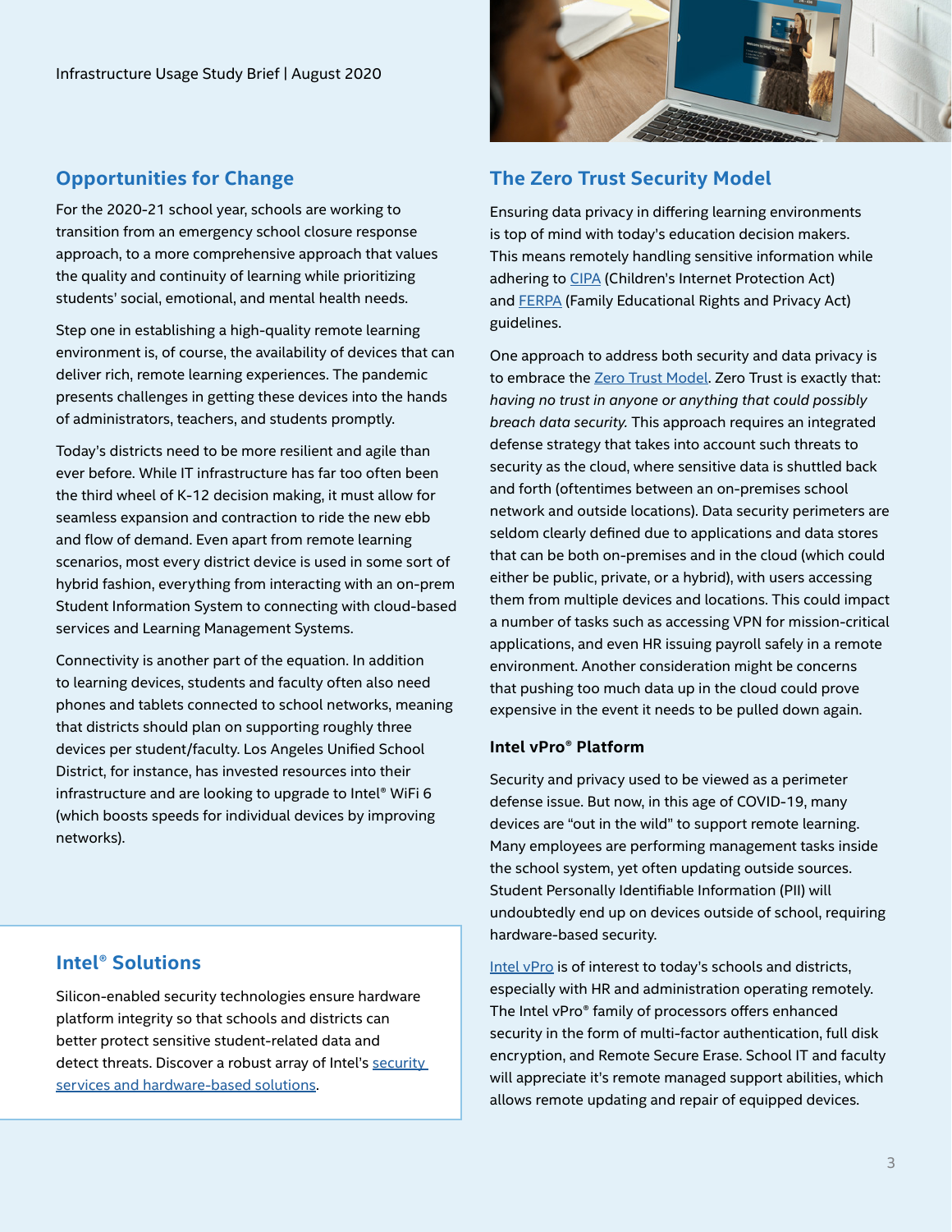## Opportunities for Change

For the 2020-21 school year, schools are working to transition from an emergency school closure response approach, to a more comprehensive approach that values the quality and continuity of learning while prioritizing students' social, emotional, and mental health needs.

Step one in establishing a high-quality remote learning environment is, of course, the availability of devices that can deliver rich, remote learning experiences. The pandemic presents challenges in getting these devices into the hands of administrators, teachers, and students promptly.

Today's districts need to be more resilient and agile than ever before. While IT infrastructure has far too often been the third wheel of K-12 decision making, it must allow for seamless expansion and contraction to ride the new ebb and flow of demand. Even apart from remote learning scenarios, most every district device is used in some sort of hybrid fashion, everything from interacting with an on-prem Student Information System to connecting with cloud-based services and Learning Management Systems.

Connectivity is another part of the equation. In addition to learning devices, students and faculty often also need phones and tablets connected to school networks, meaning that districts should plan on supporting roughly three devices per student/faculty. Los Angeles Unified School District, for instance, has invested resources into their infrastructure and are looking to upgrade to Intel® WiFi 6 (which boosts speeds for individual devices by improving networks).

## Intel® Solutions

Silicon-enabled security technologies ensure hardware platform integrity so that schools and districts can better protect sensitive student-related data and detect threats. Discover a robust array of Intel's security services and hardware-based solutions.

## The Zero Trust Security Model

Ensuring data privacy in differing learning environments is top of mind with today's education decision makers. This means remotely handling sensitive information while adhering to CIPA (Children's Internet Protection Act) and FERPA (Family Educational Rights and Privacy Act) guidelines.

One approach to address both security and data privacy is to embrace the Zero Trust Model. Zero Trust is exactly that: *having no trust in anyone or anything that could possibly breach data security.* This approach requires an integrated defense strategy that takes into account such threats to security as the cloud, where sensitive data is shuttled back and forth (oftentimes between an on-premises school network and outside locations). Data security perimeters are seldom clearly defined due to applications and data stores that can be both on-premises and in the cloud (which could either be public, private, or a hybrid), with users accessing them from multiple devices and locations. This could impact a number of tasks such as accessing VPN for mission-critical applications, and even HR issuing payroll safely in a remote environment. Another consideration might be concerns that pushing too much data up in the cloud could prove expensive in the event it needs to be pulled down again.

### Intel vPro® Platform

Security and privacy used to be viewed as a perimeter defense issue. But now, in this age of COVID-19, many devices are "out in the wild" to support remote learning. Many employees are performing management tasks inside the school system, yet often updating outside sources. Student Personally Identifiable Information (PII) will undoubtedly end up on devices outside of school, requiring hardware-based security.

Intel vPro is of interest to today's schools and districts, especially with HR and administration operating remotely. The Intel vPro® family of processors offers enhanced security in the form of multi-factor authentication, full disk encryption, and Remote Secure Erase. School IT and faculty will appreciate it's remote managed support abilities, which allows remote updating and repair of equipped devices.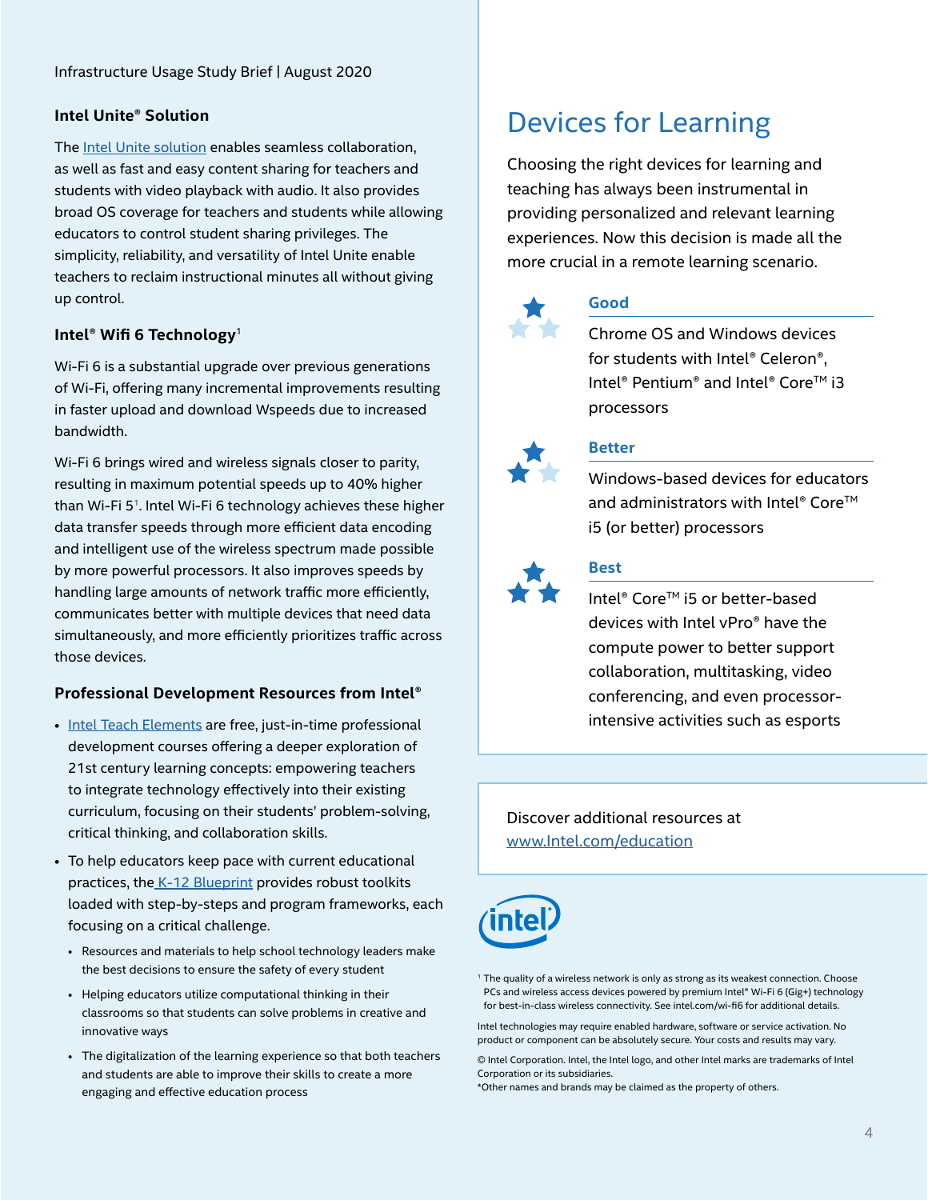## Intel Unite® Solution

The Intel Unite solution enables seamless collaboration, as well as fast and easy content sharing for teachers and students with video playback with audio. It also provides broad OS coverage for teachers and students while allowing educators to control student sharing privileges. The simplicity, reliability, and versatility of Intel Unite enable teachers to reclaim instructional minutes all without giving up control.

## Intel® Wifi 6 Technology[1]

Wi-Fi 6 is a substantial upgrade over previous generations of Wi-Fi, offering many incremental improvements resulting in faster upload and download Wspeeds due to increased bandwidth.

Wi-Fi 6 brings wired and wireless signals closer to parity, resulting in maximum potential speeds up to 40% higher than Wi-Fi 5[1]. Intel Wi-Fi 6 technology achieves these higher data transfer speeds through more efficient data encoding and intelligent use of the wireless spectrum made possible by more powerful processors. It also improves speeds by handling large amounts of network traffic more efficiently, communicates better with multiple devices that need data simultaneously, and more efficiently prioritizes traffic across those devices.

## Professional Development Resources from Intel®

- Intel Teach Elements are free, just-in-time professional development courses offering a deeper exploration of 21st century learning concepts: empowering teachers to integrate technology effectively into their existing curriculum, focusing on their students' problem-solving, critical thinking, and collaboration skills.
- To help educators keep pace with current educational practices, the K-12 Blueprint provides robust toolkits loaded with step-by-steps and program frameworks, each focusing on a critical challenge.
  - Resources and materials to help school technology leaders make the best decisions to ensure the safety of every student
  - Helping educators utilize computational thinking in their classrooms so that students can solve problems in creative and innovative ways
  - The digitalization of the learning experience so that both teachers and students are able to improve their skills to create a more engaging and effective education process

# Devices for Learning

Choosing the right devices for learning and teaching has always been instrumental in providing personalized and relevant learning experiences. Now this decision is made all the more crucial in a remote learning scenario.

### Good

Chrome OS and Windows devices for students with Intel® Celeron®, Intel® Pentium® and Intel® Core™ i3 processors

### Better

Windows-based devices for educators and administrators with Intel® Core™ i5 (or better) processors

### Best

Intel® Core™ i5 or better-based devices with Intel vPro® have the compute power to better support collaboration, multitasking, video conferencing, and even processor-intensive activities such as esports

Discover additional resources at www.Intel.com/education

[1] The quality of a wireless network is only as strong as its weakest connection. Choose PCs and wireless access devices powered by premium Intel® Wi-Fi 6 (Gig+) technology for best-in-class wireless connectivity. See intel.com/wi-fi6 for additional details.

Intel technologies may require enabled hardware, software or service activation. No product or component can be absolutely secure. Your costs and results may vary.

© Intel Corporation. Intel, the Intel logo, and other Intel marks are trademarks of Intel Corporation or its subsidiaries.
*Other names and brands may be claimed as the property of others.